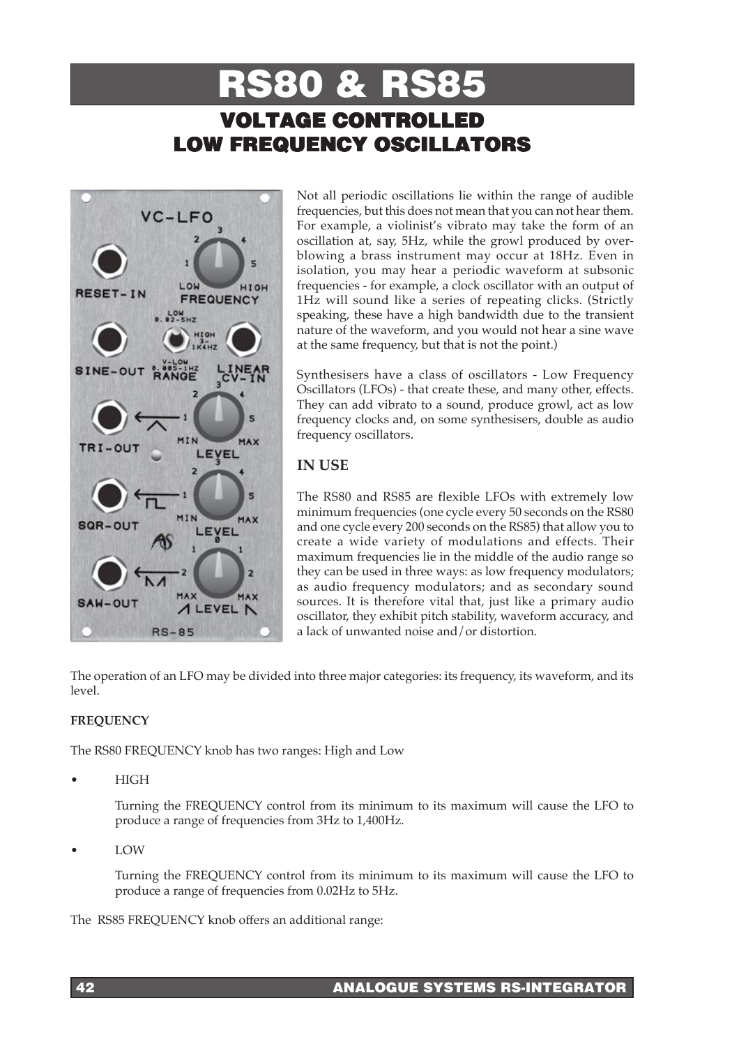# RS80 & RS85

## VOLTAGE CONTROLLED LOW FREQUENCY OSCILLATORS

Not all periodic oscillations lie within the range of audible frequencies, but this does not mean that you can not hear them. For example, a violinist's vibrato may take the form of an oscillation at, say, 5Hz, while the growl produced by over-blowing a brass instrument may occur at 18Hz. Even in isolation, you may hear a periodic waveform at subsonic frequencies - for example, a clock oscillator with an output of 1Hz will sound like a series of repeating clicks. (Strictly speaking, these have a high bandwidth due to the transient nature of the waveform, and you would not hear a sine wave at the same frequency, but that is not the point.)

Synthesisers have a class of oscillators - Low Frequency Oscillators (LFOs) - that create these, and many other, effects. They can add vibrato to a sound, produce growl, act as low frequency clocks and, on some synthesisers, double as audio frequency oscillators.

### IN USE

The RS80 and RS85 are flexible LFOs with extremely low minimum frequencies (one cycle every 50 seconds on the RS80 and one cycle every 200 seconds on the RS85) that allow you to create a wide variety of modulations and effects. Their maximum frequencies lie in the middle of the audio range so they can be used in three ways: as low frequency modulators; as audio frequency modulators; and as secondary sound sources. It is therefore vital that, just like a primary audio oscillator, they exhibit pitch stability, waveform accuracy, and a lack of unwanted noise and/or distortion.

The operation of an LFO may be divided into three major categories: its frequency, its waveform, and its level.

**FREQUENCY**

The RS80 FREQUENCY knob has two ranges: High and Low

- HIGH

  Turning the FREQUENCY control from its minimum to its maximum will cause the LFO to produce a range of frequencies from 3Hz to 1,400Hz.

- LOW

  Turning the FREQUENCY control from its minimum to its maximum will cause the LFO to produce a range of frequencies from 0.02Hz to 5Hz.

The RS85 FREQUENCY knob offers an additional range: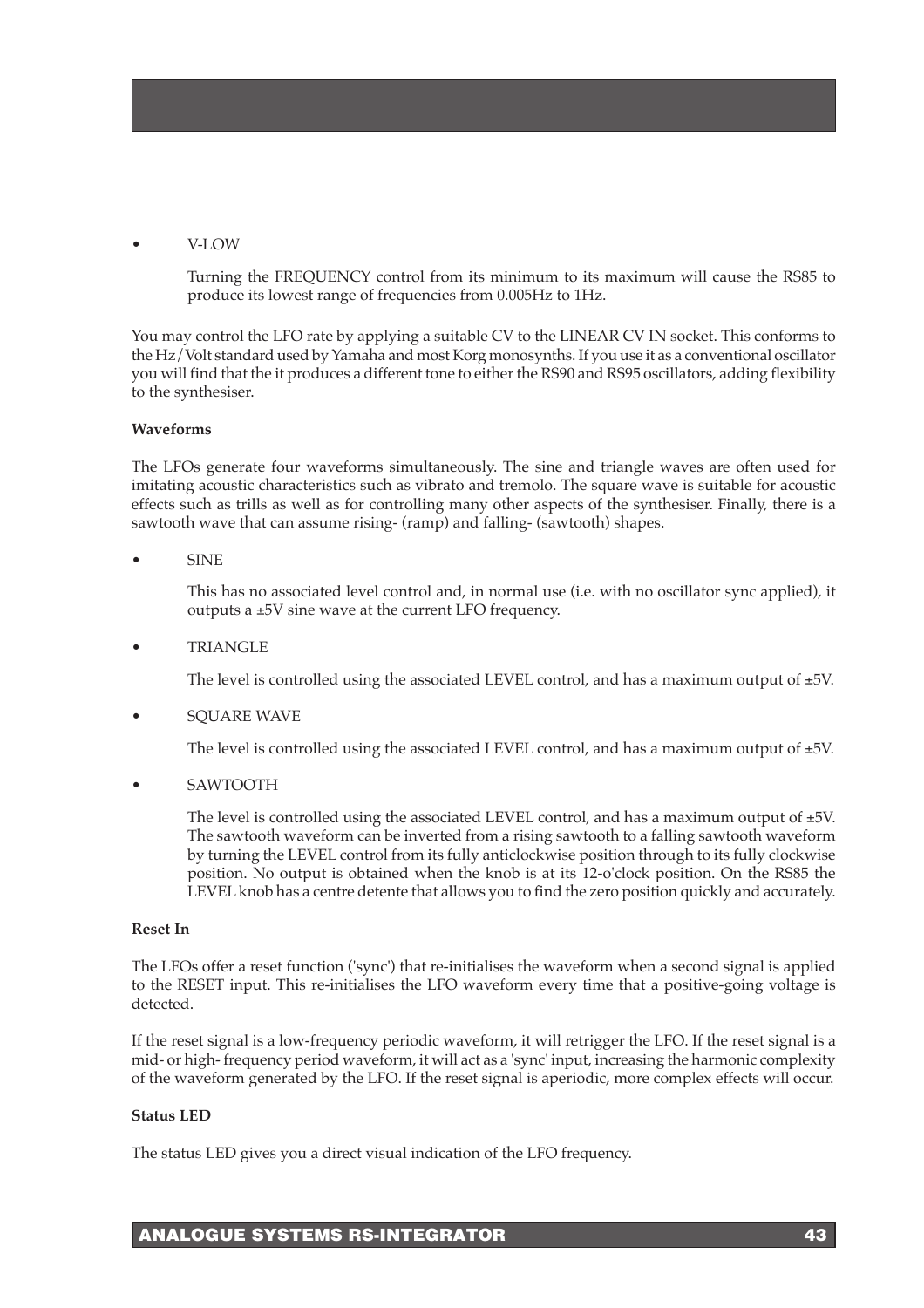- V-LOW

  Turning the FREQUENCY control from its minimum to its maximum will cause the RS85 to produce its lowest range of frequencies from 0.005Hz to 1Hz.

You may control the LFO rate by applying a suitable CV to the LINEAR CV IN socket. This conforms to the Hz/Volt standard used by Yamaha and most Korg monosynths. If you use it as a conventional oscillator you will find that the it produces a different tone to either the RS90 and RS95 oscillators, adding flexibility to the synthesiser.

**Waveforms**

The LFOs generate four waveforms simultaneously. The sine and triangle waves are often used for imitating acoustic characteristics such as vibrato and tremolo. The square wave is suitable for acoustic effects such as trills as well as for controlling many other aspects of the synthesiser. Finally, there is a sawtooth wave that can assume rising- (ramp) and falling- (sawtooth) shapes.

- SINE

  This has no associated level control and, in normal use (i.e. with no oscillator sync applied), it outputs a ±5V sine wave at the current LFO frequency.

- TRIANGLE

  The level is controlled using the associated LEVEL control, and has a maximum output of ±5V.

- SQUARE WAVE

  The level is controlled using the associated LEVEL control, and has a maximum output of ±5V.

- SAWTOOTH

  The level is controlled using the associated LEVEL control, and has a maximum output of ±5V. The sawtooth waveform can be inverted from a rising sawtooth to a falling sawtooth waveform by turning the LEVEL control from its fully anticlockwise position through to its fully clockwise position. No output is obtained when the knob is at its 12-o'clock position. On the RS85 the LEVEL knob has a centre detente that allows you to find the zero position quickly and accurately.

**Reset In**

The LFOs offer a reset function ('sync') that re-initialises the waveform when a second signal is applied to the RESET input. This re-initialises the LFO waveform every time that a positive-going voltage is detected.

If the reset signal is a low-frequency periodic waveform, it will retrigger the LFO. If the reset signal is a mid- or high- frequency period waveform, it will act as a 'sync' input, increasing the harmonic complexity of the waveform generated by the LFO. If the reset signal is aperiodic, more complex effects will occur.

**Status LED**

The status LED gives you a direct visual indication of the LFO frequency.